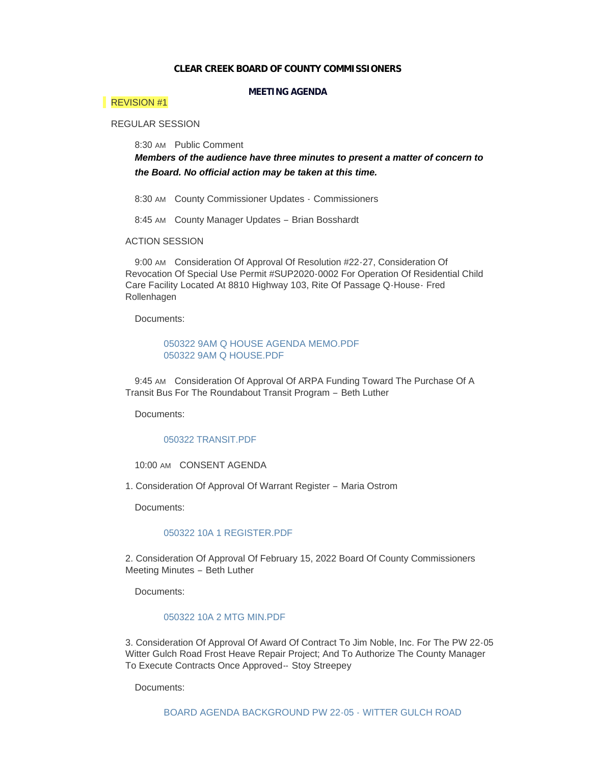# CLEAR CREEK BOARD OF COUNTY COMMISSIONERS

## MEETING AGENDA

REVISION #1

REGULAR SESSION

8:30 AM Public Comment

***Members of the audience have three minutes to present a matter of concern to the Board. No official action may be taken at this time.***

8:30 AM County Commissioner Updates - Commissioners

8:45 AM County Manager Updates – Brian Bosshardt

ACTION SESSION

9:00 AM Consideration Of Approval Of Resolution #22-27, Consideration Of Revocation Of Special Use Permit #SUP2020-0002 For Operation Of Residential Child Care Facility Located At 8810 Highway 103, Rite Of Passage Q-House- Fred Rollenhagen

Documents:

050322 9AM Q HOUSE AGENDA MEMO.PDF
050322 9AM Q HOUSE.PDF

9:45 AM Consideration Of Approval Of ARPA Funding Toward The Purchase Of A Transit Bus For The Roundabout Transit Program – Beth Luther

Documents:

050322 TRANSIT.PDF

10:00 AM CONSENT AGENDA

1. Consideration Of Approval Of Warrant Register – Maria Ostrom

Documents:

050322 10A 1 REGISTER.PDF

2. Consideration Of Approval Of February 15, 2022 Board Of County Commissioners Meeting Minutes – Beth Luther

Documents:

050322 10A 2 MTG MIN.PDF

3. Consideration Of Approval Of Award Of Contract To Jim Noble, Inc. For The PW 22-05 Witter Gulch Road Frost Heave Repair Project; And To Authorize The County Manager To Execute Contracts Once Approved-- Stoy Streepey

Documents:

BOARD AGENDA BACKGROUND PW 22-05 - WITTER GULCH ROAD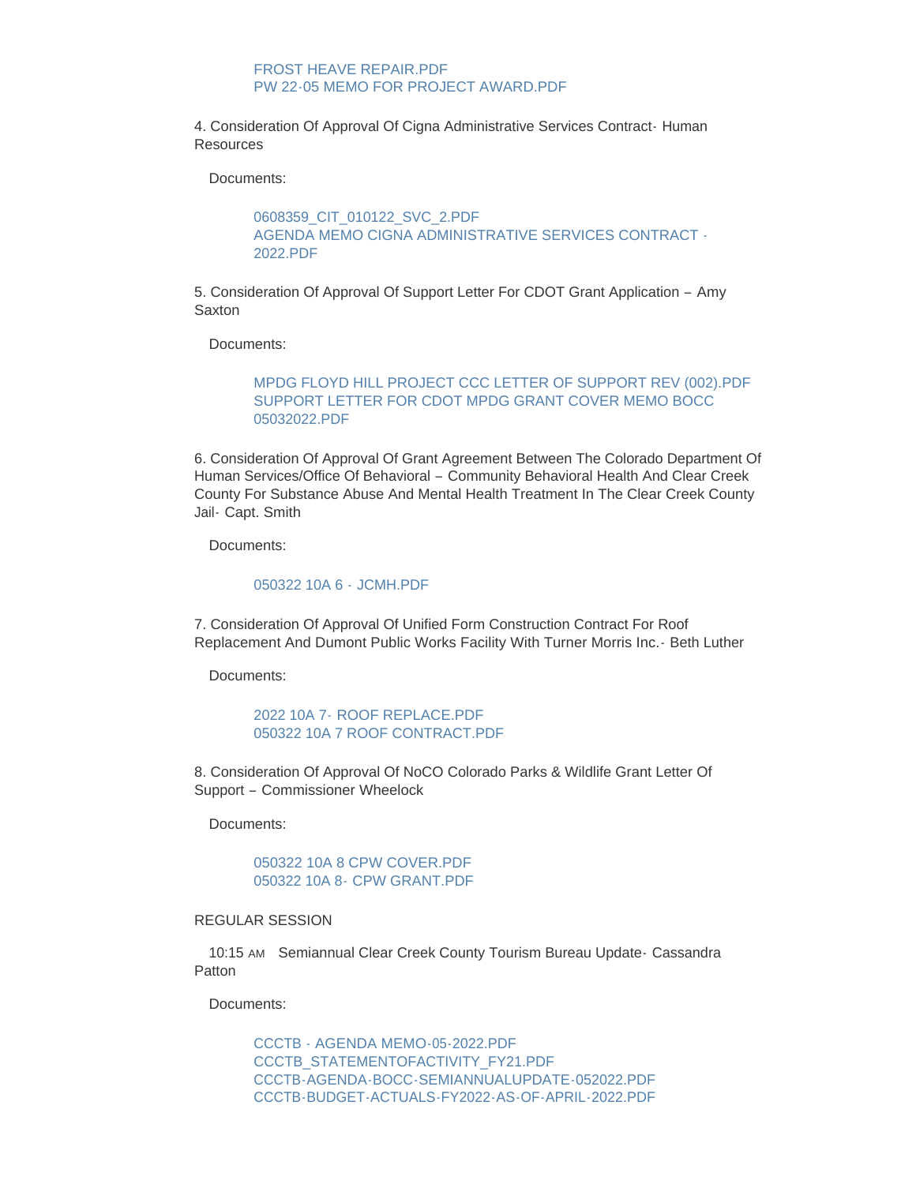FROST HEAVE REPAIR.PDF
PW 22-05 MEMO FOR PROJECT AWARD.PDF

4. Consideration Of Approval Of Cigna Administrative Services Contract- Human Resources

Documents:

0608359_CIT_010122_SVC_2.PDF
AGENDA MEMO CIGNA ADMINISTRATIVE SERVICES CONTRACT - 2022.PDF

5. Consideration Of Approval Of Support Letter For CDOT Grant Application – Amy Saxton

Documents:

MPDG FLOYD HILL PROJECT CCC LETTER OF SUPPORT REV (002).PDF
SUPPORT LETTER FOR CDOT MPDG GRANT COVER MEMO BOCC 05032022.PDF

6. Consideration Of Approval Of Grant Agreement Between The Colorado Department Of Human Services/Office Of Behavioral – Community Behavioral Health And Clear Creek County For Substance Abuse And Mental Health Treatment In The Clear Creek County Jail- Capt. Smith

Documents:

050322 10A 6 - JCMH.PDF

7. Consideration Of Approval Of Unified Form Construction Contract For Roof Replacement And Dumont Public Works Facility With Turner Morris Inc.- Beth Luther

Documents:

2022 10A 7- ROOF REPLACE.PDF
050322 10A 7 ROOF CONTRACT.PDF

8. Consideration Of Approval Of NoCO Colorado Parks & Wildlife Grant Letter Of Support – Commissioner Wheelock

Documents:

050322 10A 8 CPW COVER.PDF
050322 10A 8- CPW GRANT.PDF

REGULAR SESSION

10:15 AM Semiannual Clear Creek County Tourism Bureau Update- Cassandra Patton

Documents:

CCCTB - AGENDA MEMO-05-2022.PDF
CCCTB_STATEMENTOFACTIVITY_FY21.PDF
CCCTB-AGENDA-BOCC-SEMIANNUALUPDATE-052022.PDF
CCCTB-BUDGET-ACTUALS-FY2022-AS-OF-APRIL-2022.PDF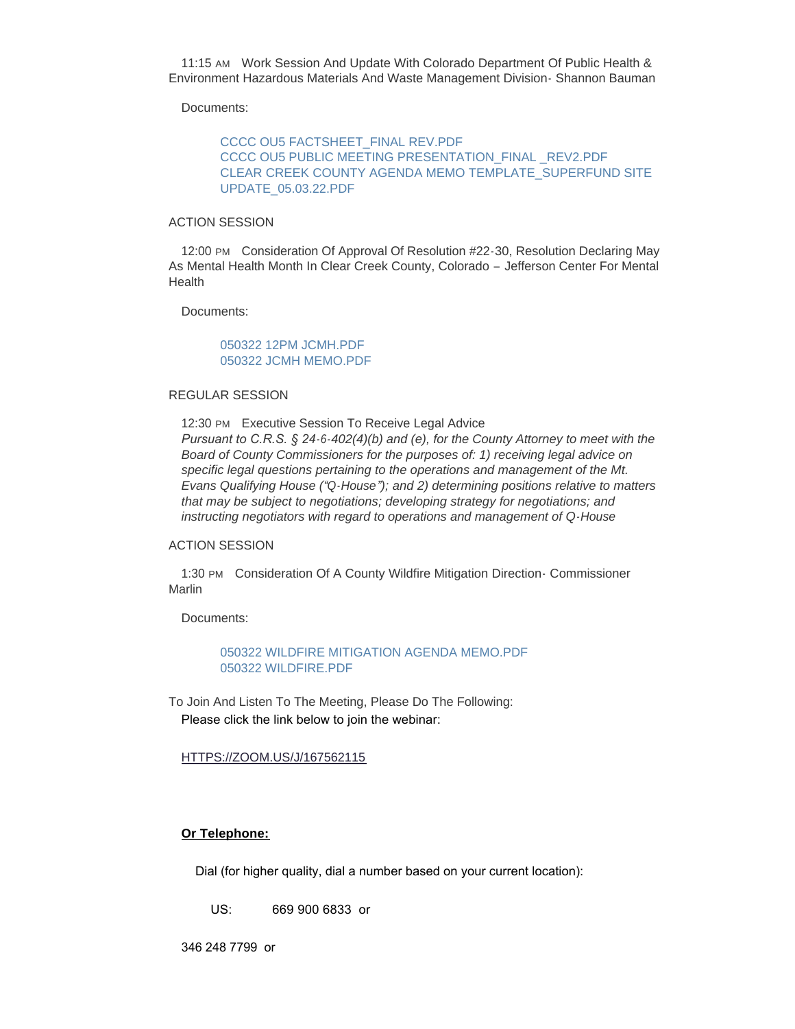11:15 AM Work Session And Update With Colorado Department Of Public Health & Environment Hazardous Materials And Waste Management Division- Shannon Bauman

Documents:

- CCCC OU5 FACTSHEET_FINAL REV.PDF
- CCCC OU5 PUBLIC MEETING PRESENTATION_FINAL _REV2.PDF
- CLEAR CREEK COUNTY AGENDA MEMO TEMPLATE_SUPERFUND SITE UPDATE_05.03.22.PDF

ACTION SESSION

12:00 PM Consideration Of Approval Of Resolution #22-30, Resolution Declaring May As Mental Health Month In Clear Creek County, Colorado – Jefferson Center For Mental Health

Documents:

- 050322 12PM JCMH.PDF
- 050322 JCMH MEMO.PDF

REGULAR SESSION

12:30 PM Executive Session To Receive Legal Advice

*Pursuant to C.R.S. § 24-6-402(4)(b) and (e), for the County Attorney to meet with the Board of County Commissioners for the purposes of: 1) receiving legal advice on specific legal questions pertaining to the operations and management of the Mt. Evans Qualifying House ("Q-House"); and 2) determining positions relative to matters that may be subject to negotiations; developing strategy for negotiations; and instructing negotiators with regard to operations and management of Q-House*

ACTION SESSION

1:30 PM Consideration Of A County Wildfire Mitigation Direction- Commissioner Marlin

Documents:

- 050322 WILDFIRE MITIGATION AGENDA MEMO.PDF
- 050322 WILDFIRE.PDF

To Join And Listen To The Meeting, Please Do The Following:

Please click the link below to join the webinar:

HTTPS://ZOOM.US/J/167562115

**Or Telephone:**

Dial (for higher quality, dial a number based on your current location):

US: 669 900 6833 or

346 248 7799 or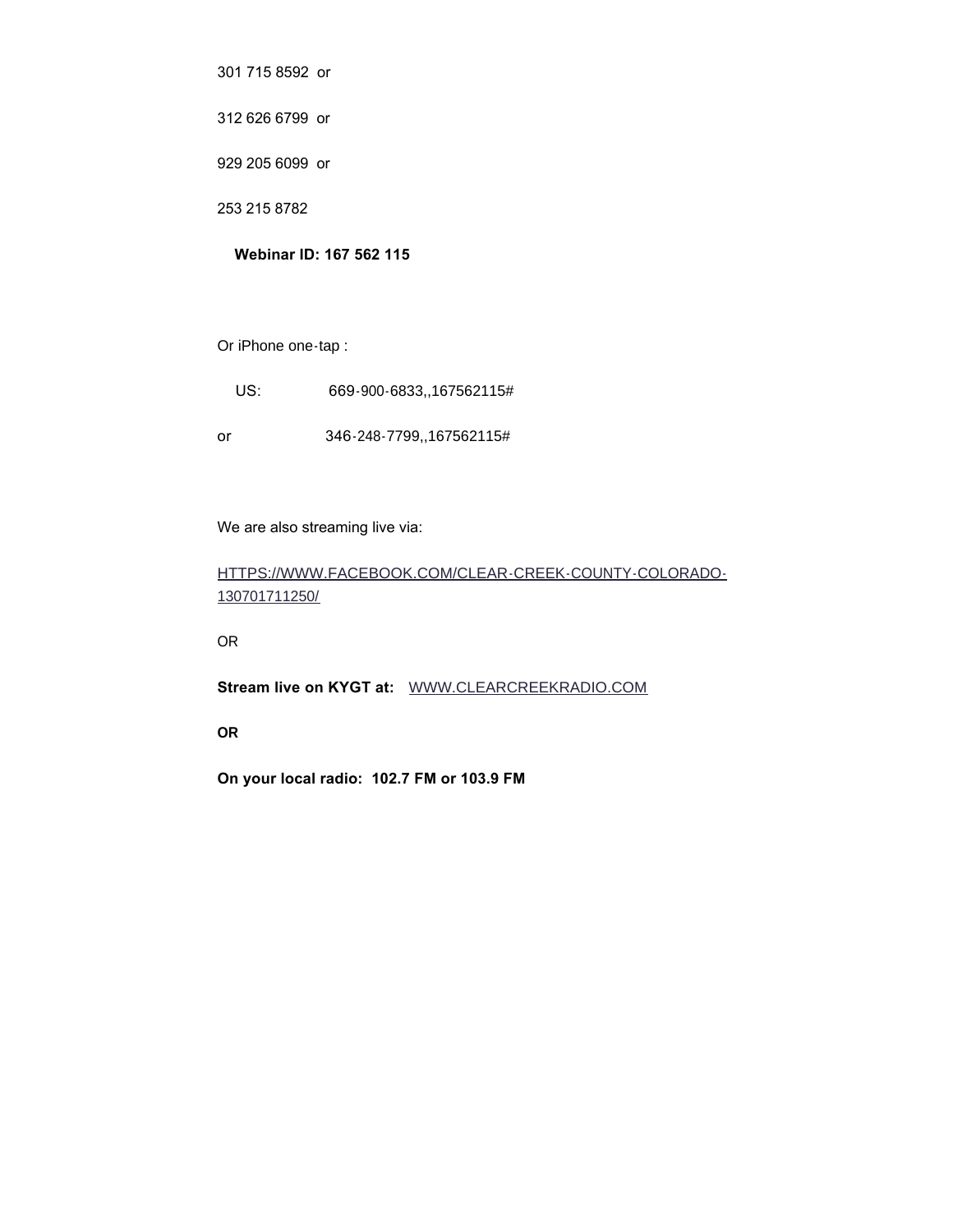301 715 8592 or

312 626 6799 or

929 205 6099 or

253 215 8782

**Webinar ID: 167 562 115**

Or iPhone one-tap :

US: 669-900-6833,,167562115#

or 346-248-7799,,167562115#

We are also streaming live via:

HTTPS://WWW.FACEBOOK.COM/CLEAR-CREEK-COUNTY-COLORADO-130701711250/

OR

**Stream live on KYGT at:** WWW.CLEARCREEKRADIO.COM

**OR**

**On your local radio: 102.7 FM or 103.9 FM**